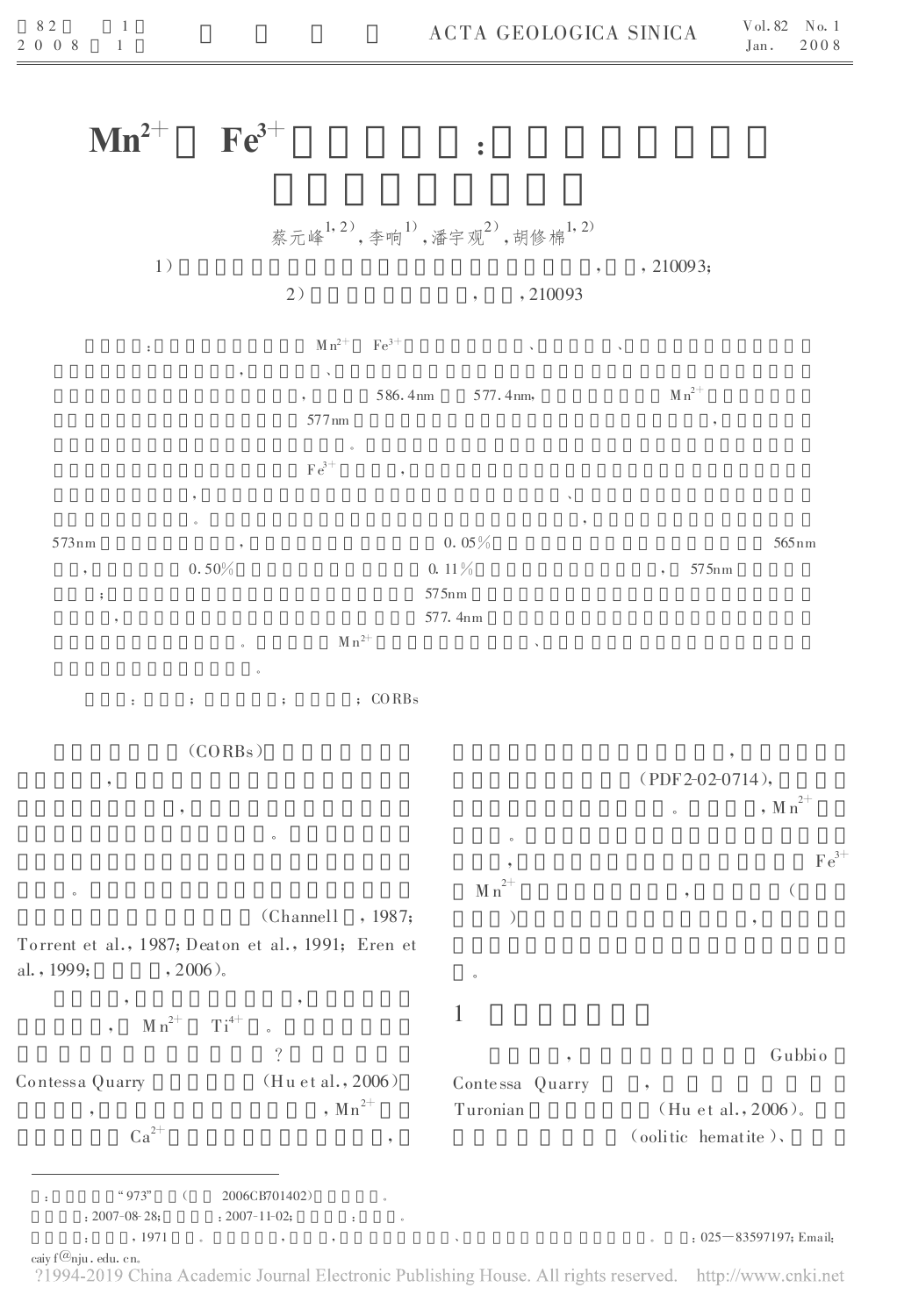# $Mn^{2+}$ $Fe^{3+}$ :

蔡元峰[1,2)],李响[1)],潘宇观[2)],胡修棉[1,2)]

1) , , 210093;

2) , , 210093

: $Mn^{2+}$ $Fe^{3+}$ 、 、 , 、 , 586.4nm 577.4nm, $Mn^{2+}$ 577nm , 。 $Fe^{3+}$ , , 、 。 , 573nm , 0.05% 565nm , 0.50% 0.11% , 575nm ; 575nm , 577.4nm 。 $Mn^{2+}$ 、 。

: ; ; ; CORBs

(CORBs) , , 。 。 (Channell , 1987; Torrent et al., 1987; Deaton et al., 1991; Eren et al., 1999; , 2006)。

, , , $Mn^{2+}$ $Ti^{4+}$ 。 ? Contessa Quarry (Hu et al., 2006) , , $Mn^{2+}$ $Ca^{2+}$ ,

, (PDF2-02-0714), 。 , $Mn^{2+}$ 。 , $Fe^{3+}$ $Mn^{2+}$ , ( ) , 。

## 1

, Gubbio Contessa Quarry , Turonian (Hu et al., 2006)。 (oolitic hematite)、

: "973" ( 2006CB701402) 。

: 2007-08-28; : 2007-11-02; : 。

: , 1971 。 , , 、 。 : 025—83597197; Email: caiyf@nju.edu.cn。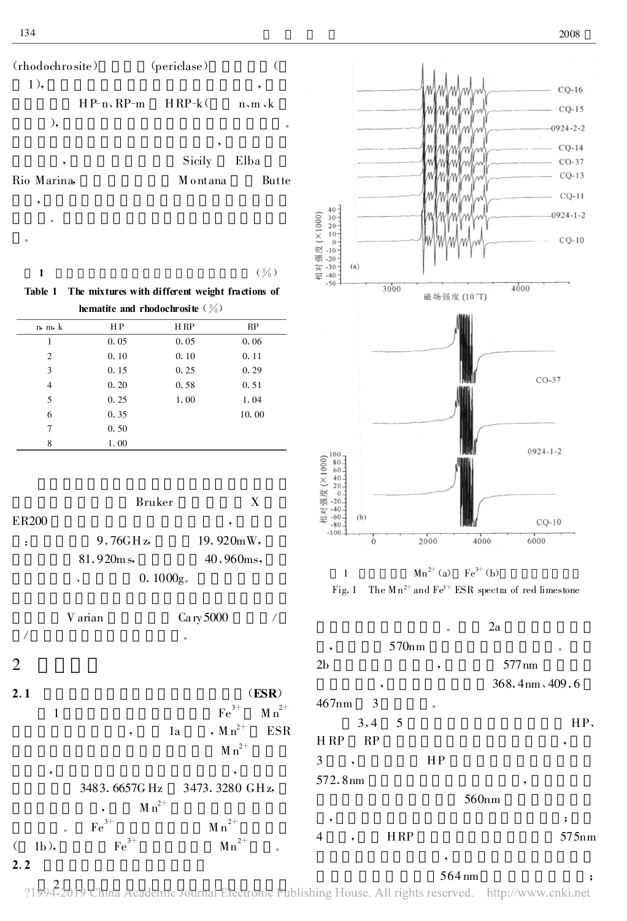(rhodochrosite)　　　(periclase)　　　　　(
1),　　　　　　　　　　　　　　　　　　,
　　　　HP-n、RP-m　HRP-k(　　n、m、k
　　　),　　　　　　　　　　　　　　　　　　。
　　　　　　　　　　　　　　　　　,
　　　　,　　　　　　　　Sicily　Elba
Rio Marina,　　　　　　　Montana　　Butte
　　,
　　　。
。

**表 1　　　　　　　　　　　　　　　　(%)**

**Table 1　The mixtures with different weight fractions of hematite and rhodochrosite (%)**

| n, m, k | HP | HRP | RP |
|---|---|---|---|
| 1 | 0.05 | 0.05 | 0.06 |
| 2 | 0.10 | 0.10 | 0.11 |
| 3 | 0.15 | 0.25 | 0.29 |
| 4 | 0.20 | 0.58 | 0.51 |
| 5 | 0.25 | 1.00 | 1.04 |
| 6 | 0.35 | | 10.00 |
| 7 | 0.50 | | |
| 8 | 1.00 | | |

　　　　　　　　　Bruker　　　　X
ER200　　　　　　　　　　　　　　,
:　　　　9.76GHz,　　　19.920mW,
　　　　81.920ms,　　　　40.960ms,
　　　　、　　　0.1000g。
　　　Varian　　　　Cary5000　　　/
/　　　　　　　　　　　　　。

## 2

**2.1　　　　　　　　　　　　　　　(ESR)**

　1　　　　　　　　　　　　$Fe^{3+}$　$Mn^{2+}$
　　　　　　　　,　　1a　　,$Mn^{2+}$　ESR
　　　　　　　　　　　　　$Mn^{2+}$
　　,　　　　　　　　　　　,
　　　3483.6657GHz　3473.3280 GHz,
　　　　　　,　　$Mn^{2+}$
　　　。　$Fe^{3+}$　　　　　$Mn^{2+}$
(　1b),　　　$Fe^{3+}$　　　　　$Mn^{2+}$　　。

**2.2**

　2

图 1　　　　　$Mn^{2+}$(a)　$Fe^{3+}$(b)

Fig. 1　The $Mn^{2+}$ and $Fe^{3+}$ ESR spectra of red limestone

　　　　　　　　　。　　2a
,　　　　570nm　　　　　　　　　。
2b　　　　　　　,　　　　577nm
　　　　,　　　　　　　368.4nm、409.6
467nm　3　　　　。

　3、4　5　　　　　　　　　　　HP、
HRP　RP　　　　　　　　　　　　,
3　　,　　　　　HP
572.8nm　　　　　　　　　　　,
　　　　　　　　　　560nm
,　　　　　　　　　　　　　　　　;
4　　,　　HRP　　　　　　　　　575nm
　　　　　　　　　,
　　　　　　　　564nm　　　　　　;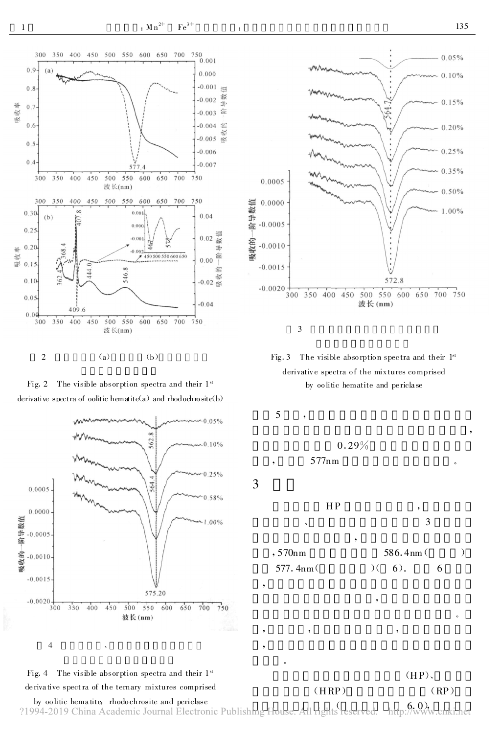图 2 (a) (b)

Fig. 2 The visible absorption spectra and their 1st derivative spectra of oolitic hematite(a) and rhodochrosite(b)

图 3

Fig. 3 The visible absorption spectra and their 1st derivative spectra of the mixtures comprised by oolitic hematite and periclase

图 4 、

Fig. 4 The visible absorption spectra and their 1st derivative spectra of the ternary mixtures comprised by oolitic hematite, rhodochrosite and periclase

5 ，，0.29% ，577nm 。

## 3

HP ，、3 ，，570nm 586.4nm( ) 577.4nm( )( 6)。6 ，，。，，，，。

(HP)、(HRP) (RP) ( 6.0)，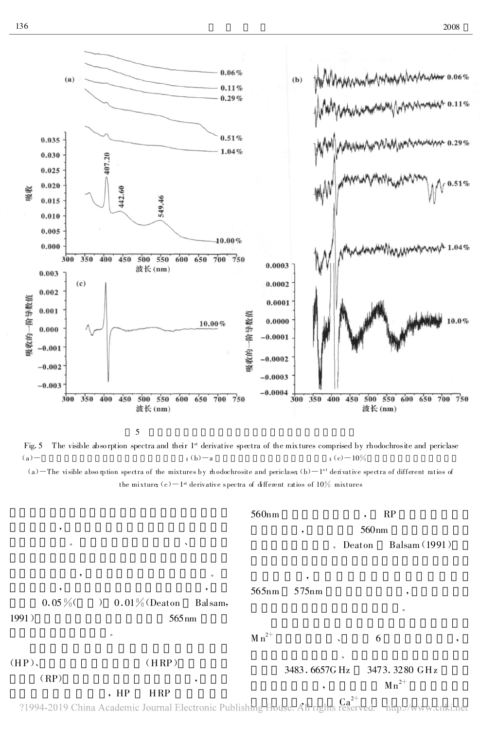5

Fig. 5 The visible absorption spectra and their 1st derivative spectra of the mixtures comprised by rhodochrosite and periclase

(a)— ；(b)—a ；(c)—10%

(a)—The visible absorption spectra of the mixtures by rhodochrosite and periclase; (b)—1st derivative spectra of different ratios of the mixture; (c)—1st derivative spectra of different ratios of 10% mixtures

，

。 、

， 。

， ，

0.05%( ) 0.01%(Deaton Balsam, 1991) 565nm

。

(HP)、 (HRP)

(RP) ，

，HP HRP

560nm ， RP

， 560nm

。Deaton Balsam(1991)

，

565nm 575nm ，

。

$Mn^{2+}$ 、 6 ，

。

3483.6657GHz 3473.3280 GHz

， $Mn^{2+}$

， $Ca^{2+}$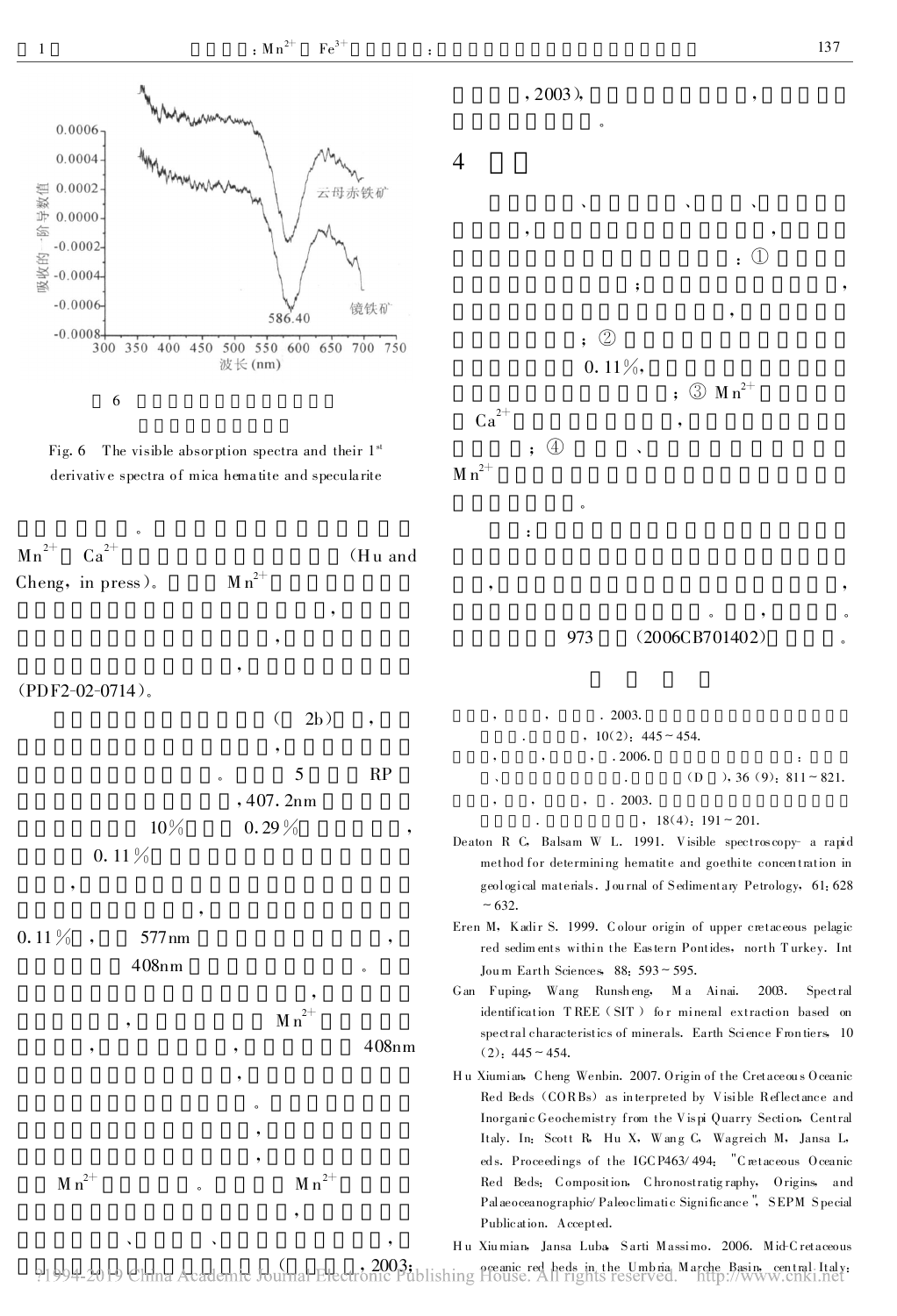图 6

Fig. 6 The visible absorption spectra and their 1st derivative spectra of mica hematite and specularite

。

$Mn^{2+}$ $Ca^{2+}$ (Hu and Cheng, in press)。 $Mn^{2+}$ ，，，(PDF2-02-0714)。

( 2b)，，。 5 RP ，407.2nm 10% 0.29%， 0.11%，，0.11%， 577nm ，408nm 。，，$Mn^{2+}$ ，，408nm，。，，$Mn^{2+}$ 。 $Mn^{2+}$ ，、、，( ，2003；

，2003)，，。

## 4

、、、，，：① ；，，；② 0.11%，；③ $Mn^{2+}$ $Ca^{2+}$ ，；④ 、 $Mn^{2+}$ 。

：，，。，。 973 (2006CB701402) 。

## 

，，. 2003. . ，10(2)：445~454.

，，，. 2006. ：、. (D )，36 (9)：811~821.

，，，. 2003. . ，18(4)：191~201.

Deaton R C, Balsam W L. 1991. Visible spectroscopy- a rapid method for determining hematite and goethite concentration in geological materials. Journal of Sedimentary Petrology, 61: 628~632.

Eren M, Kadir S. 1999. Colour origin of upper cretaceous pelagic red sediments within the Eastern Pontides, north Turkey. Int Journ Earth Sciences, 88: 593~595.

Gan Fuping, Wang Runsheng, Ma Ainai. 2003. Spectral identification TREE (SIT) for mineral extraction based on spectral characteristics of minerals. Earth Science Frontiers, 10 (2): 445~454.

Hu Xiumian, Cheng Wenbin. 2007. Origin of the Cretaceous Oceanic Red Beds (CORBs) as interpreted by Visible Reflectance and Inorganic Geochemistry from the Vispi Quarry Section, Central Italy. In: Scott R, Hu X, Wang C, Wagreich M, Jansa L, eds. Proceedings of the IGCP463/494: "Cretaceous Oceanic Red Beds: Composition, Chronostratigraphy, Origins, and Palaeoceanographic/Paleoclimatic Significance", SEPM Special Publication. Accepted.

Hu Xiumian, Jansa Luba, Sarti Massimo. 2006. Mid-Cretaceous oceanic red beds in the Umbria Marche Basin, central Italy: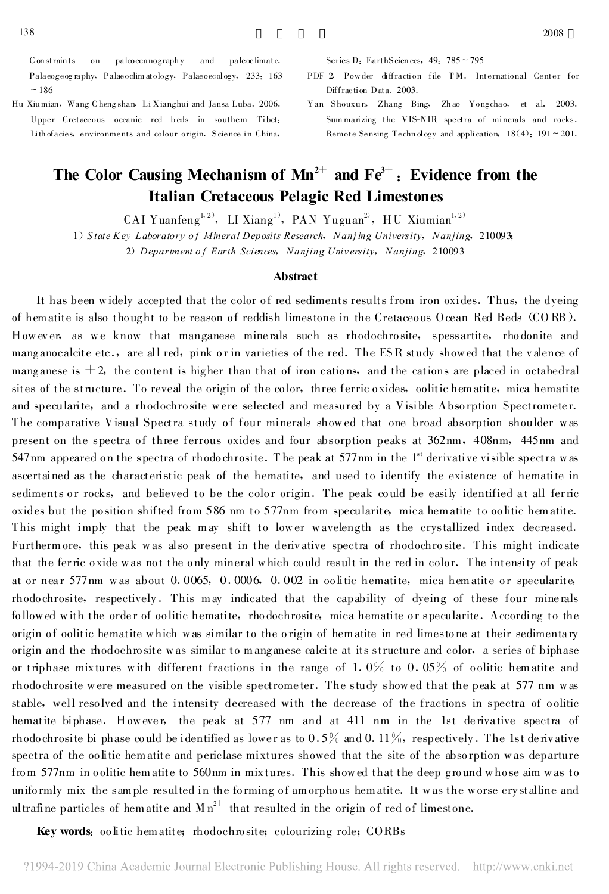Constraints on paleoceanography and paleoclimate. Palaeogeography, Palaeoclimatology, Palaeoecology, 233: 163 ~ 186

Hu Xiumian, Wang Chengshan, Li Xianghui and Jansa Luba. 2006. Upper Cretaceous oceanic red beds in southern Tibet: Lithofacies, environments and colour origin. Science in China, Series D: EarthSciences, 49: 785 ~ 795

PDF-2. Powder diffraction file TM. International Center for Diffraction Data. 2003.

Yan Shouxun, Zhang Bing, Zhao Yongchao, et al. 2003. Summarizing the VIS-NIR spectra of minerals and rocks. Remote Sensing Technology and application, 18(4): 191 ~ 201.

# The Color-Causing Mechanism of $Mn^{2+}$ and $Fe^{3+}$: Evidence from the Italian Cretaceous Pelagic Red Limestones

CAI Yuanfeng[1,2], LI Xiang[1], PAN Yuguan[2], HU Xiumian[1,2]

1) *State Key Laboratory of Mineral Deposits Research, Nanjing University, Nanjing, 210093;*

2) *Department of Earth Sciences, Nanjing University, Nanjing, 210093*

## Abstract

It has been widely accepted that the color of red sediments results from iron oxides. Thus, the dyeing of hematite is also thought to be reason of reddish limestone in the Cretaceous Ocean Red Beds (CORB). However, as we know that manganese minerals such as rhodochrosite, spessartite, rhodonite and manganocalcite etc., are all red, pink or in varieties of the red. The ESR study showed that the valence of manganese is +2, the content is higher than that of iron cations, and the cations are placed in octahedral sites of the structure. To reveal the origin of the color, three ferric oxides, oolitic hematite, mica hematite and specularite, and a rhodochrosite were selected and measured by a Visible Absorption Spectrometer. The comparative Visual Spectra study of four minerals showed that one broad absorption shoulder was present on the spectra of three ferrous oxides and four absorption peaks at 362nm, 408nm, 445nm and 547nm appeared on the spectra of rhodochrosite. The peak at 577nm in the 1st derivative visible spectra was ascertained as the characteristic peak of the hematite, and used to identify the existence of hematite in sediments or rocks, and believed to be the color origin. The peak could be easily identified at all ferric oxides but the position shifted from 586 nm to 577nm from specularite, mica hematite to oolitic hematite. This might imply that the peak may shift to lower wavelength as the crystallized index decreased. Furthermore, this peak was also present in the derivative spectra of rhodochrosite. This might indicate that the ferric oxide was not the only mineral which could result in the red in color. The intensity of peak at or near 577nm was about 0.0065, 0.0006, 0.002 in oolitic hematite, mica hematite or specularite, rhodochrosite, respectively. This may indicated that the capability of dyeing of these four minerals followed with the order of oolitic hematite, rhodochrosite, mica hematite or specularite. According to the origin of oolitic hematite which was similar to the origin of hematite in red limestone at their sedimentary origin and the rhodochrosite was similar to manganese calcite at its structure and color, a series of biphase or triphase mixtures with different fractions in the range of 1.0% to 0.05% of oolitic hematite and rhodochrosite were measured on the visible spectrometer. The study showed that the peak at 577 nm was stable, well-resolved and the intensity decreased with the decrease of the fractions in spectra of oolitic hematite biphase. However, the peak at 577 nm and at 411 nm in the 1st derivative spectra of rhodochrosite bi-phase could be identified as lower as to 0.5% and 0.11%, respectively. The 1st derivative spectra of the oolitic hematite and periclase mixtures showed that the site of the absorption was departure from 577nm in oolitic hematite to 560nm in mixtures. This showed that the deep ground whose aim was to uniformly mix the sample resulted in the forming of amorphous hematite. It was the worse crystalline and ultrafine particles of hematite and $Mn^{2+}$ that resulted in the origin of red of limestone.

**Key words**: oolitic hematite; rhodochrosite; colourizing role; CORBs